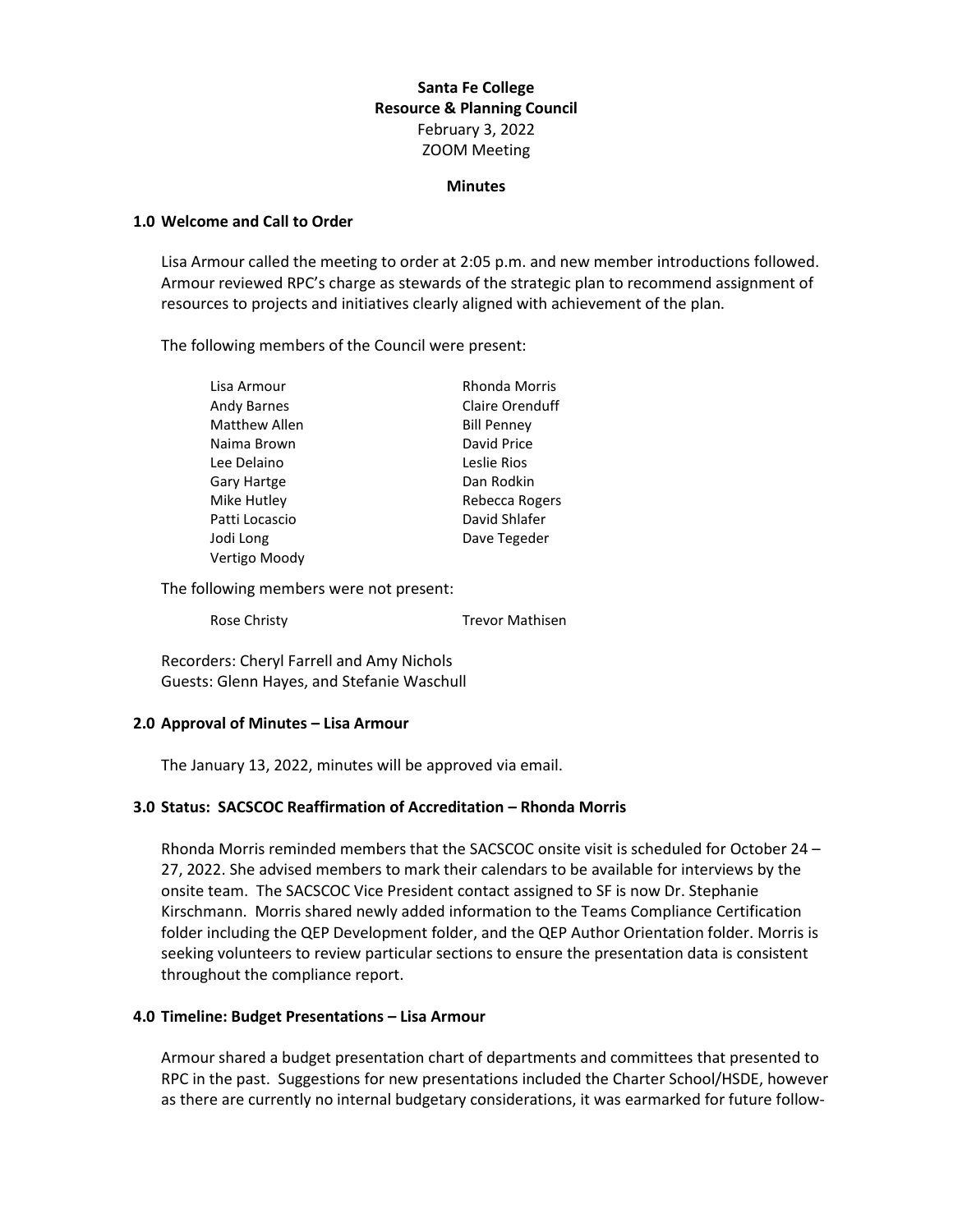# Santa Fe College
## Resource & Planning Council

February 3, 2022
ZOOM Meeting

**Minutes**

### 1.0 Welcome and Call to Order

Lisa Armour called the meeting to order at 2:05 p.m. and new member introductions followed. Armour reviewed RPC's charge as stewards of the strategic plan to recommend assignment of resources to projects and initiatives clearly aligned with achievement of the plan.

The following members of the Council were present:

| | |
|---|---|
| Lisa Armour | Rhonda Morris |
| Andy Barnes | Claire Orenduff |
| Matthew Allen | Bill Penney |
| Naima Brown | David Price |
| Lee Delaino | Leslie Rios |
| Gary Hartge | Dan Rodkin |
| Mike Hutley | Rebecca Rogers |
| Patti Locascio | David Shlafer |
| Jodi Long | Dave Tegeder |
| Vertigo Moody | |

The following members were not present:

| | |
|---|---|
| Rose Christy | Trevor Mathisen |

Recorders: Cheryl Farrell and Amy Nichols
Guests: Glenn Hayes, and Stefanie Waschull

### 2.0 Approval of Minutes – Lisa Armour

The January 13, 2022, minutes will be approved via email.

### 3.0 Status: SACSCOC Reaffirmation of Accreditation – Rhonda Morris

Rhonda Morris reminded members that the SACSCOC onsite visit is scheduled for October 24 – 27, 2022. She advised members to mark their calendars to be available for interviews by the onsite team. The SACSCOC Vice President contact assigned to SF is now Dr. Stephanie Kirschmann. Morris shared newly added information to the Teams Compliance Certification folder including the QEP Development folder, and the QEP Author Orientation folder. Morris is seeking volunteers to review particular sections to ensure the presentation data is consistent throughout the compliance report.

### 4.0 Timeline: Budget Presentations – Lisa Armour

Armour shared a budget presentation chart of departments and committees that presented to RPC in the past. Suggestions for new presentations included the Charter School/HSDE, however as there are currently no internal budgetary considerations, it was earmarked for future follow-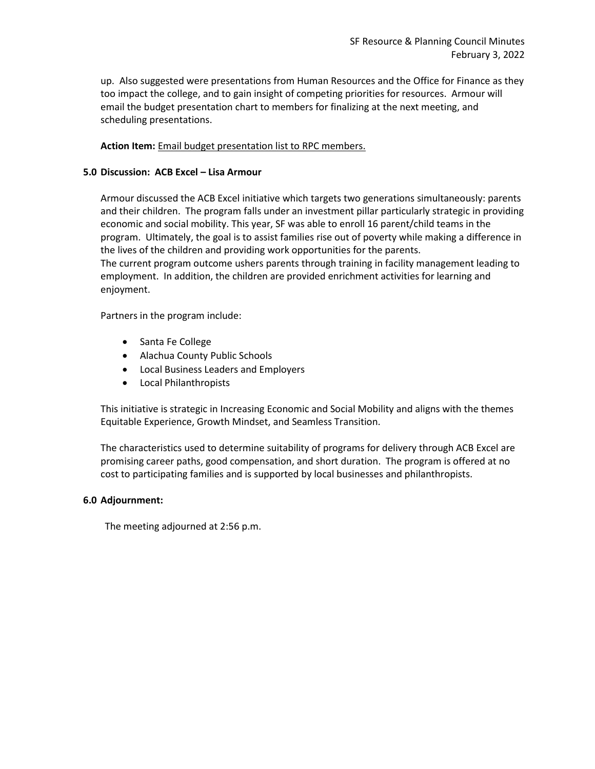up. Also suggested were presentations from Human Resources and the Office for Finance as they too impact the college, and to gain insight of competing priorities for resources. Armour will email the budget presentation chart to members for finalizing at the next meeting, and scheduling presentations.

**Action Item:** Email budget presentation list to RPC members.

### 5.0 Discussion: ACB Excel – Lisa Armour

Armour discussed the ACB Excel initiative which targets two generations simultaneously: parents and their children. The program falls under an investment pillar particularly strategic in providing economic and social mobility. This year, SF was able to enroll 16 parent/child teams in the program. Ultimately, the goal is to assist families rise out of poverty while making a difference in the lives of the children and providing work opportunities for the parents.
The current program outcome ushers parents through training in facility management leading to employment. In addition, the children are provided enrichment activities for learning and enjoyment.

Partners in the program include:

- Santa Fe College
- Alachua County Public Schools
- Local Business Leaders and Employers
- Local Philanthropists

This initiative is strategic in Increasing Economic and Social Mobility and aligns with the themes Equitable Experience, Growth Mindset, and Seamless Transition.

The characteristics used to determine suitability of programs for delivery through ACB Excel are promising career paths, good compensation, and short duration. The program is offered at no cost to participating families and is supported by local businesses and philanthropists.

### 6.0 Adjournment:

The meeting adjourned at 2:56 p.m.